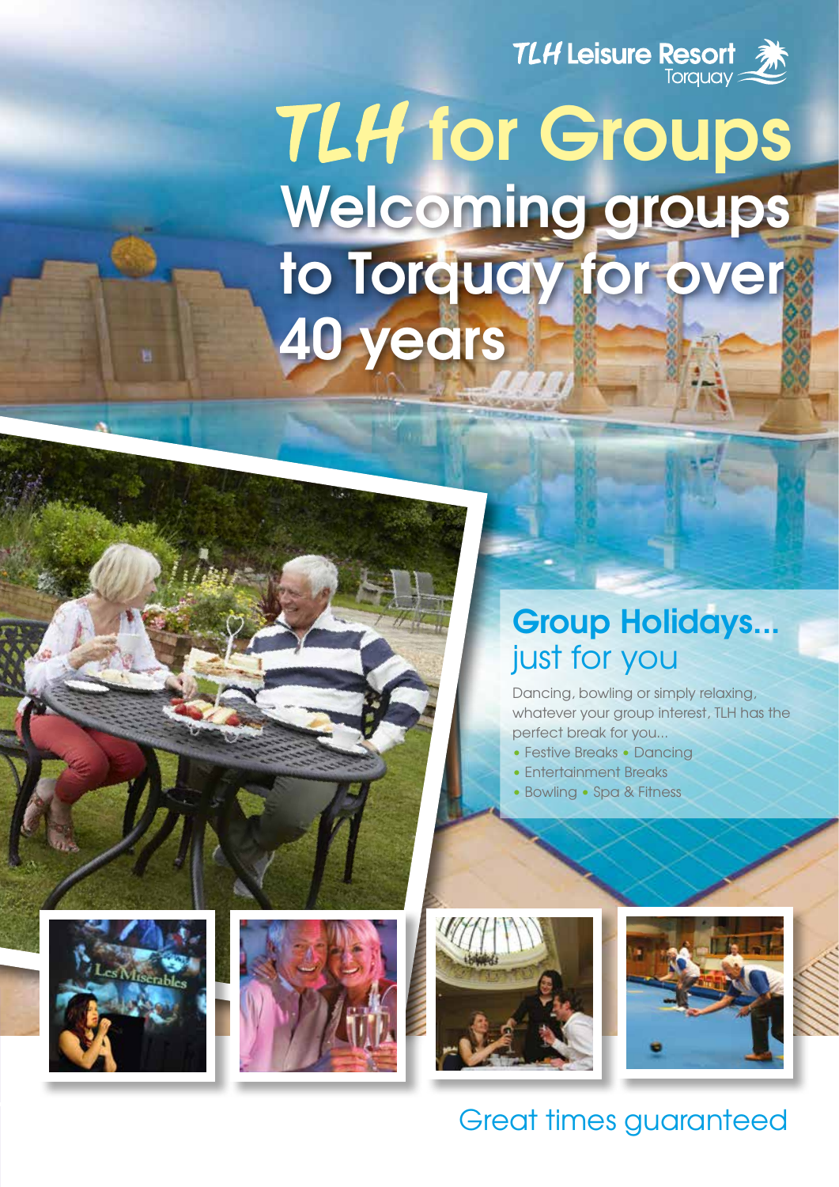TLH Leisure Resort
Torquay

# TLH for Groups

## Welcoming groups to Torquay for over 40 years

### Group Holidays... just for you

Dancing, bowling or simply relaxing, whatever your group interest, TLH has the perfect break for you...

- Festive Breaks
- Dancing
- Entertainment Breaks
- Bowling
- Spa & Fitness

Great times guaranteed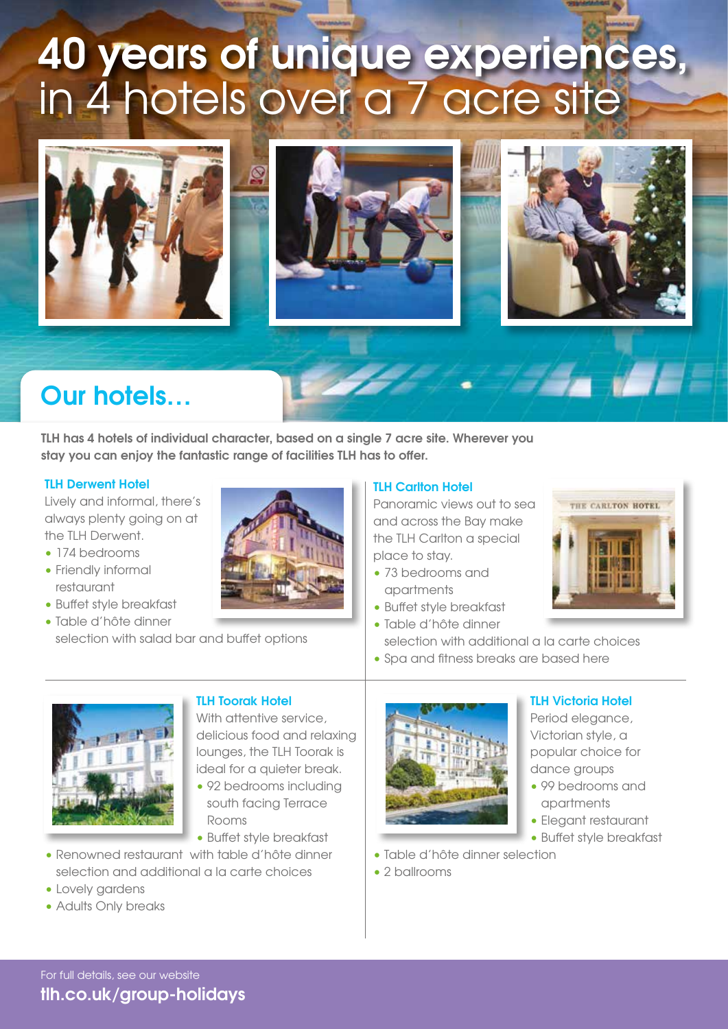# 40 years of unique experiences, in 4 hotels over a 7 acre site

## Our hotels…

**TLH has 4 hotels of individual character, based on a single 7 acre site. Wherever you stay you can enjoy the fantastic range of facilities TLH has to offer.**

### TLH Derwent Hotel

Lively and informal, there's always plenty going on at the TLH Derwent.

- 174 bedrooms
- Friendly informal restaurant
- Buffet style breakfast
- Table d'hôte dinner selection with salad bar and buffet options

### TLH Carlton Hotel

Panoramic views out to sea and across the Bay make the TLH Carlton a special place to stay.

- 73 bedrooms and apartments
- Buffet style breakfast
- Table d'hôte dinner selection with additional a la carte choices
- Spa and fitness breaks are based here

### TLH Toorak Hotel

With attentive service, delicious food and relaxing lounges, the TLH Toorak is ideal for a quieter break.

- 92 bedrooms including south facing Terrace Rooms
- Buffet style breakfast
- Renowned restaurant with table d'hôte dinner selection and additional a la carte choices
- Lovely gardens
- Adults Only breaks

### TLH Victoria Hotel

Period elegance, Victorian style, a popular choice for dance groups

- 99 bedrooms and apartments
- Elegant restaurant
- Buffet style breakfast
- Table d'hôte dinner selection
- 2 ballrooms

For full details, see our website

**tlh.co.uk/group-holidays**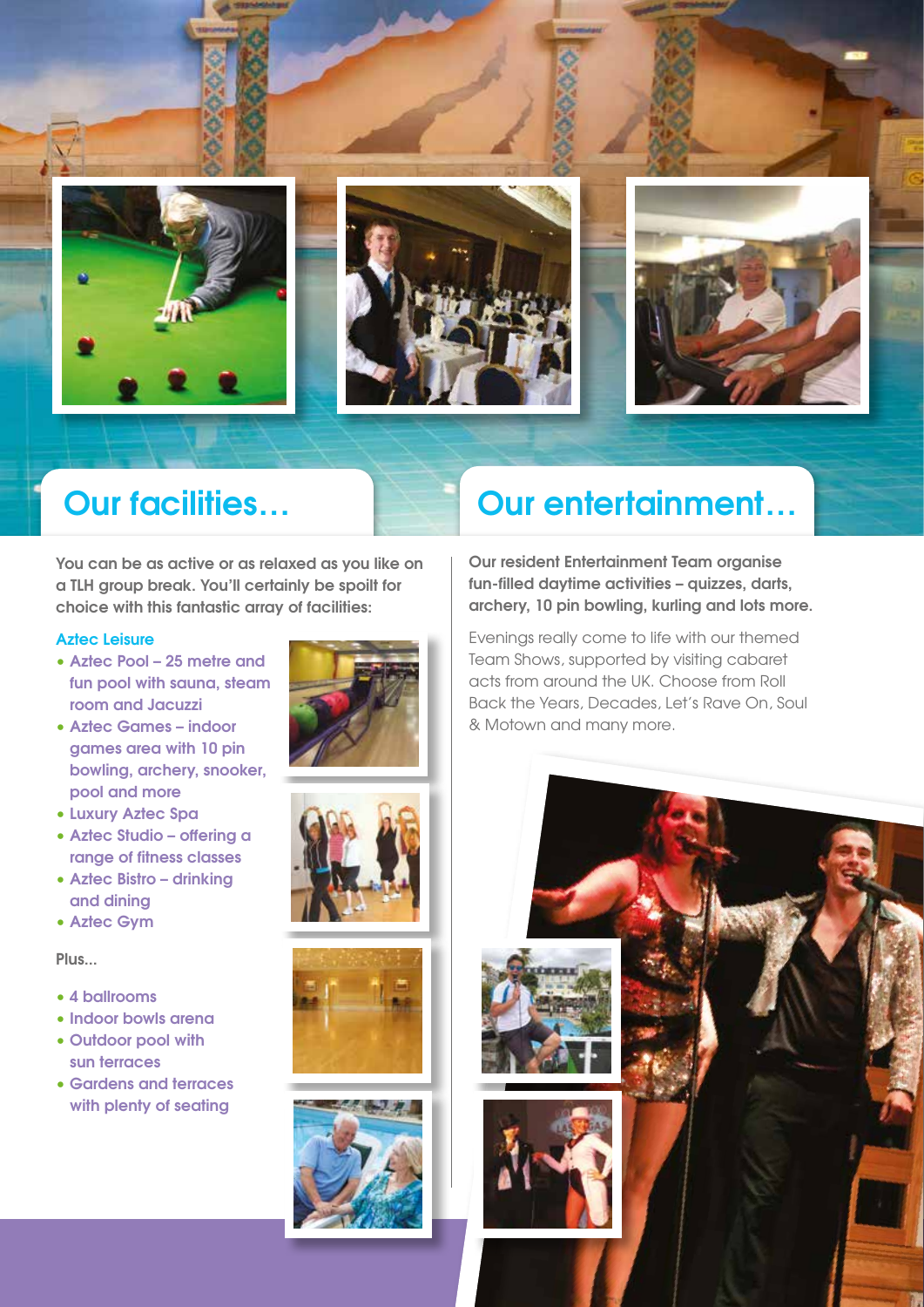## Our facilities…

You can be as active or as relaxed as you like on a TLH group break. You'll certainly be spoilt for choice with this fantastic array of facilities:

### Aztec Leisure

- Aztec Pool – 25 metre and fun pool with sauna, steam room and Jacuzzi
- Aztec Games – indoor games area with 10 pin bowling, archery, snooker, pool and more
- Luxury Aztec Spa
- Aztec Studio – offering a range of fitness classes
- Aztec Bistro – drinking and dining
- Aztec Gym

Plus...

- 4 ballrooms
- Indoor bowls arena
- Outdoor pool with sun terraces
- Gardens and terraces with plenty of seating

## Our entertainment…

**Our resident Entertainment Team organise fun-filled daytime activities – quizzes, darts, archery, 10 pin bowling, kurling and lots more.**

Evenings really come to life with our themed Team Shows, supported by visiting cabaret acts from around the UK. Choose from Roll Back the Years, Decades, Let's Rave On, Soul & Motown and many more.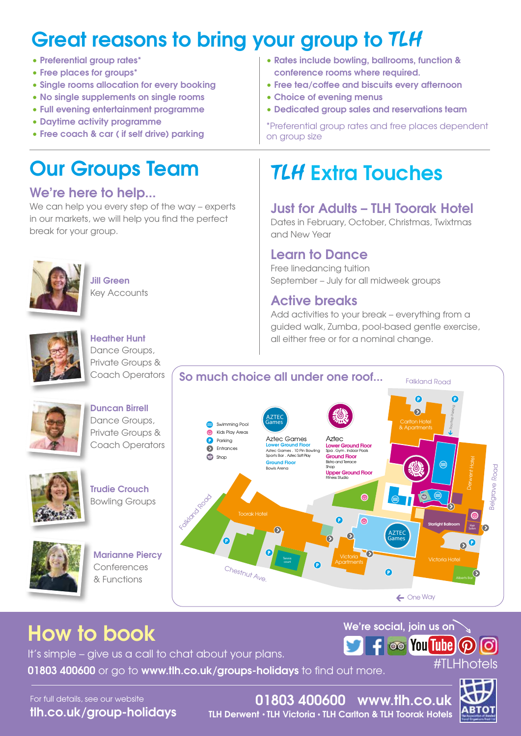# Great reasons to bring your group to TLH

- Preferential group rates*
- Free places for groups*
- Single rooms allocation for every booking
- No single supplements on single rooms
- Full evening entertainment programme
- Daytime activity programme
- Free coach & car ( if self drive) parking
- Rates include bowling, ballrooms, function & conference rooms where required.
- Free tea/coffee and biscuits every afternoon
- Choice of evening menus
- Dedicated group sales and reservations team

*Preferential group rates and free places dependent on group size

## Our Groups Team

### We're here to help...

We can help you every step of the way – experts in our markets, we will help you find the perfect break for your group.

**Jill Green**
Key Accounts

**Heather Hunt**
Dance Groups, Private Groups & Coach Operators

**Duncan Birrell**
Dance Groups, Private Groups & Coach Operators

**Trudie Crouch**
Bowling Groups

**Marianne Piercy**
Conferences & Functions

## TLH Extra Touches

### Just for Adults – TLH Toorak Hotel

Dates in February, October, Christmas, Twixtmas and New Year

### Learn to Dance

Free linedancing tuition
September – July for all midweek groups

### Active breaks

Add activities to your break – everything from a guided walk, Zumba, pool-based gentle exercise, all either free or for a nominal change.

### So much choice all under one roof...

Swimming Pool
Kids Play Areas
Parking
Entrances
Shop

AZTEC Games

Aztec Games
Lower Ground Floor
Aztec Games . 10 Pin Bowling
Sports Bar . Aztec Soft Play
Ground Floor
Bowls Arena

Aztec
Lower Ground Floor
Spa . Gym . Indoor Pools
Ground Floor
Bistro and Terrace
Shop
Upper Ground Floor
Fitness Studio

Falkland Road
Carlton Hotel & Apartments
Rooftop Parking
Derwent Hotel
Belgrave Road
Toorak Hotel
Starlight Ballroom
Hair Salon
Tennis court
Victoria Apartments
Victoria Hotel
Alberts Bar
Chestnut Ave.
One Way

## How to book

It's simple – give us a call to chat about your plans.

**01803 400600** or go to **www.tlh.co.uk/groups-holidays** to find out more.

We're social, join us on
#TLHhotels

For full details, see our website
**tlh.co.uk/group-holidays**

**01803 400600 www.tlh.co.uk**
**TLH Derwent • TLH Victoria • TLH Carlton & TLH Toorak Hotels**

ABTOT